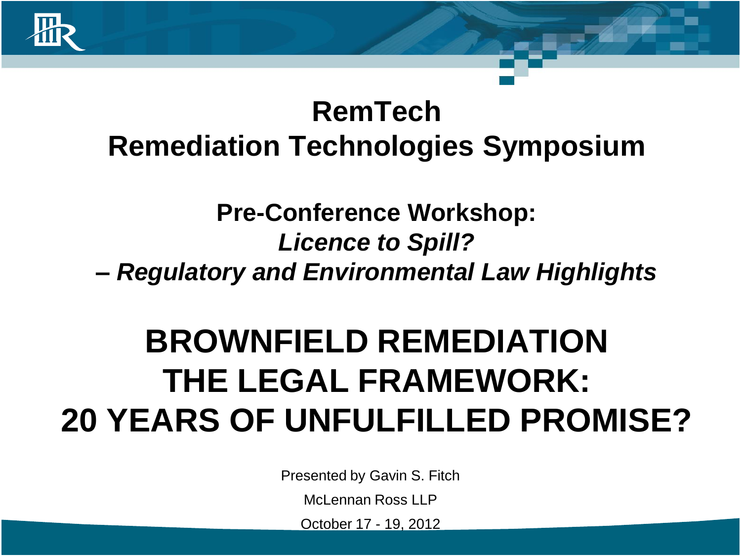# RemTech
# Remediation Technologies Symposium

## Pre-Conference Workshop:
## *Licence to Spill?*
## *– Regulatory and Environmental Law Highlights*

# BROWNFIELD REMEDIATION THE LEGAL FRAMEWORK: 20 YEARS OF UNFULFILLED PROMISE?

Presented by Gavin S. Fitch

McLennan Ross LLP

October 17 - 19, 2012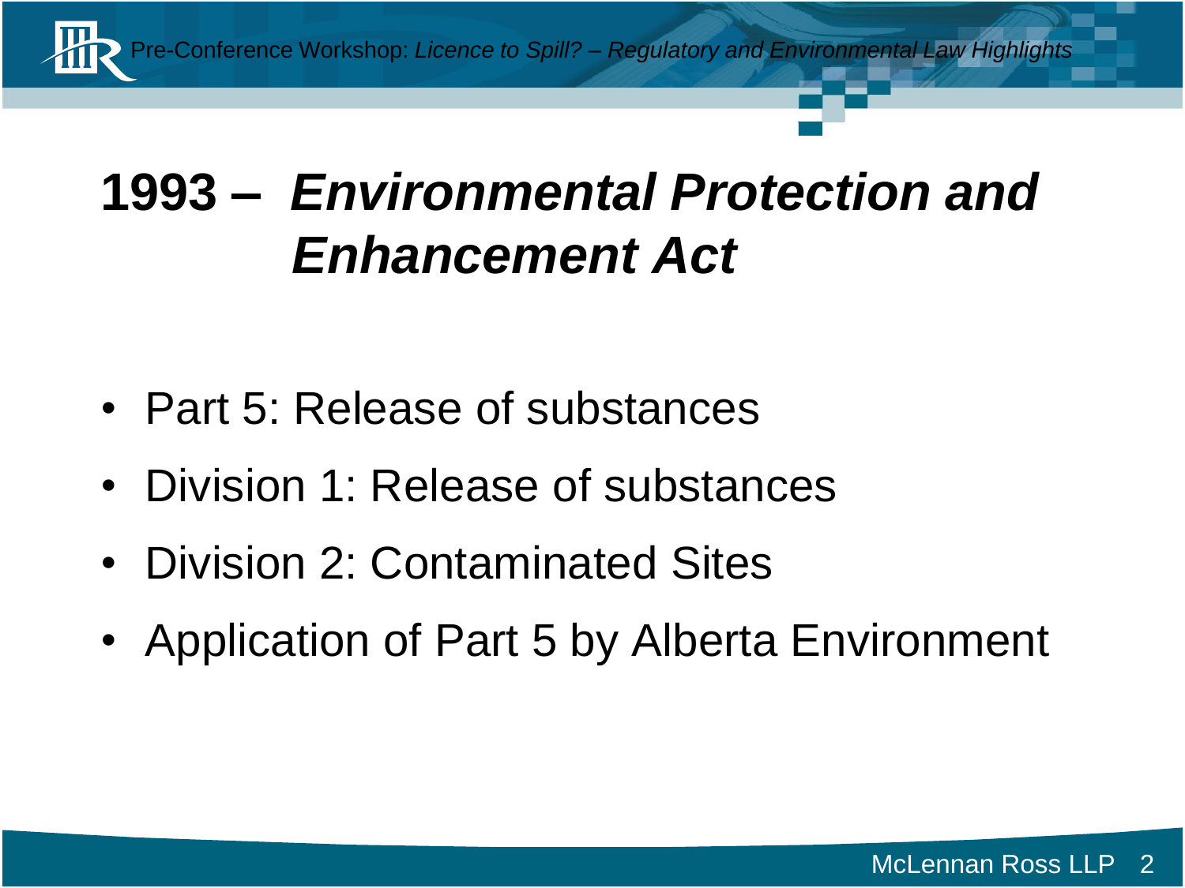# 1993 – *Environmental Protection and Enhancement Act*

- Part 5: Release of substances
- Division 1: Release of substances
- Division 2: Contaminated Sites
- Application of Part 5 by Alberta Environment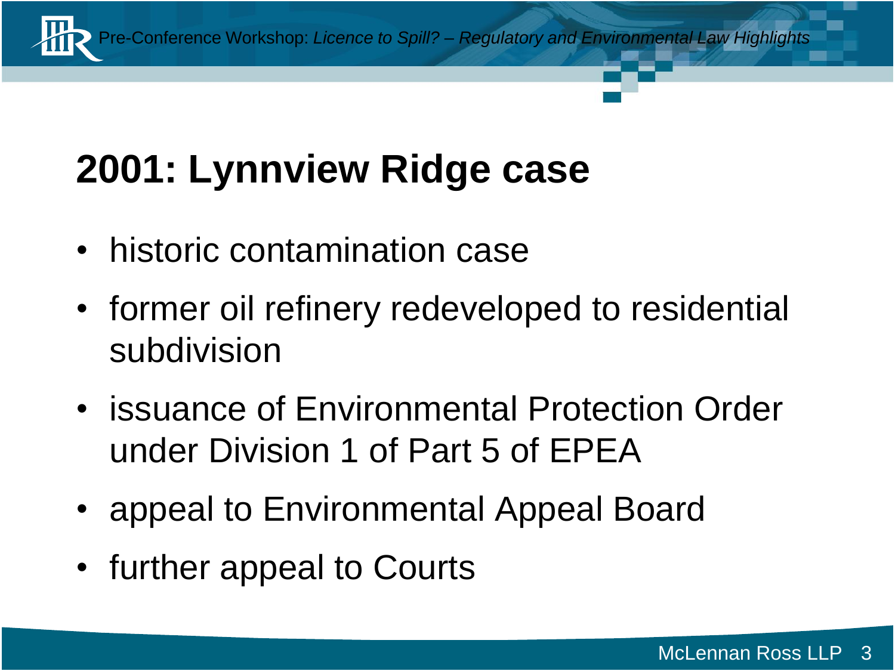# 2001: Lynnview Ridge case

- historic contamination case
- former oil refinery redeveloped to residential subdivision
- issuance of Environmental Protection Order under Division 1 of Part 5 of EPEA
- appeal to Environmental Appeal Board
- further appeal to Courts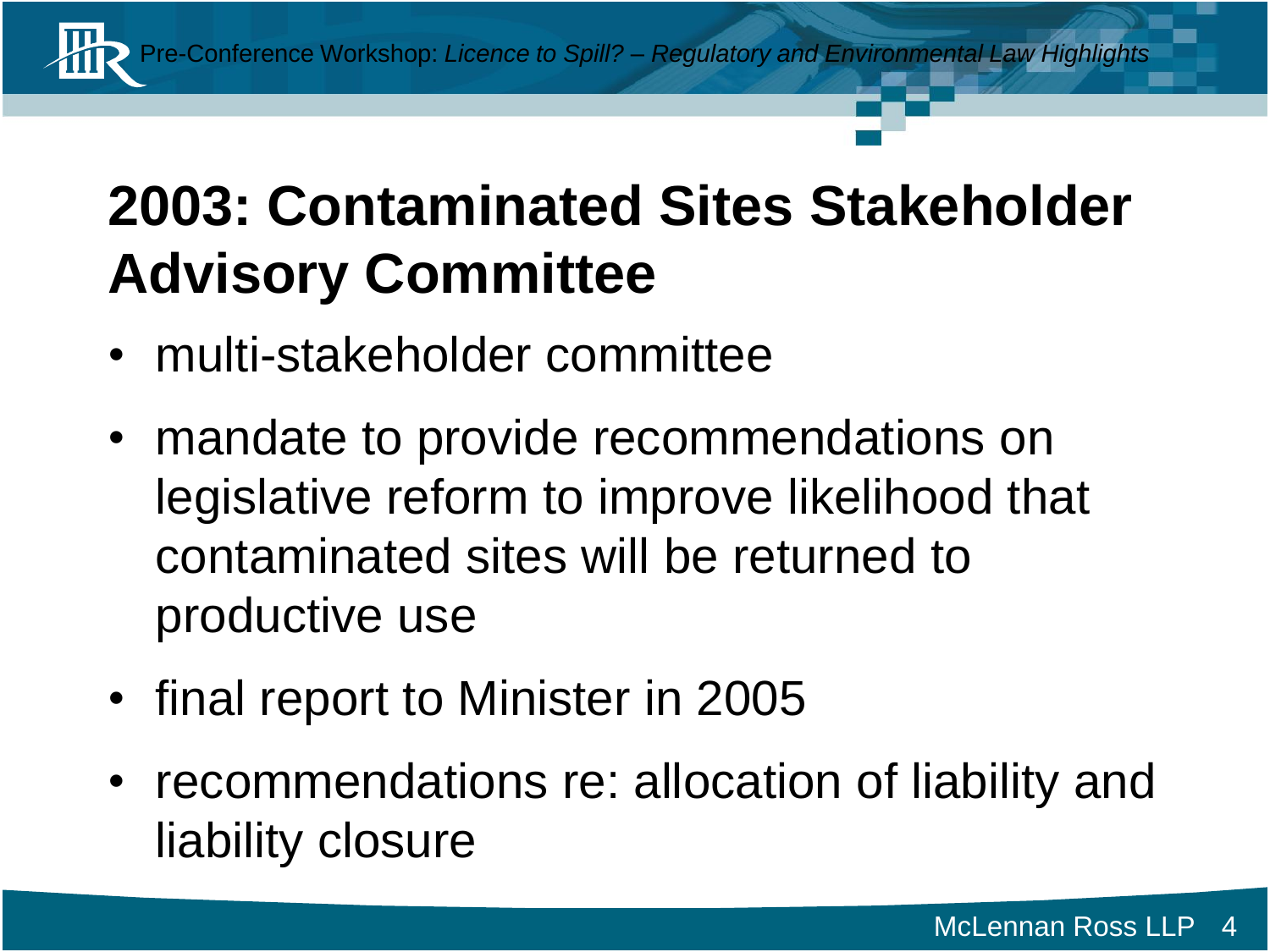# 2003: Contaminated Sites Stakeholder Advisory Committee

- multi-stakeholder committee
- mandate to provide recommendations on legislative reform to improve likelihood that contaminated sites will be returned to productive use
- final report to Minister in 2005
- recommendations re: allocation of liability and liability closure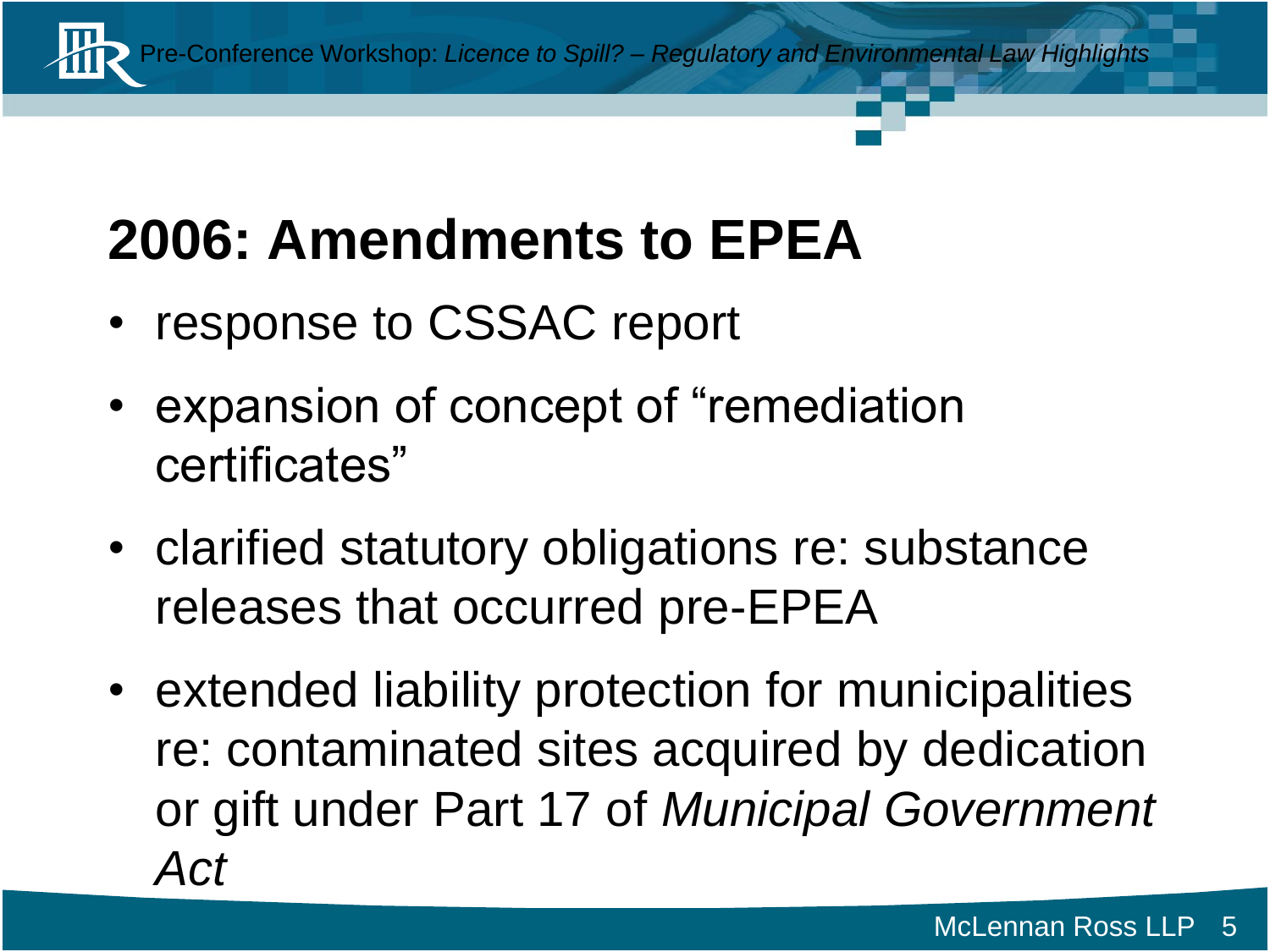# 2006: Amendments to EPEA

- response to CSSAC report
- expansion of concept of "remediation certificates"
- clarified statutory obligations re: substance releases that occurred pre-EPEA
- extended liability protection for municipalities re: contaminated sites acquired by dedication or gift under Part 17 of *Municipal Government Act*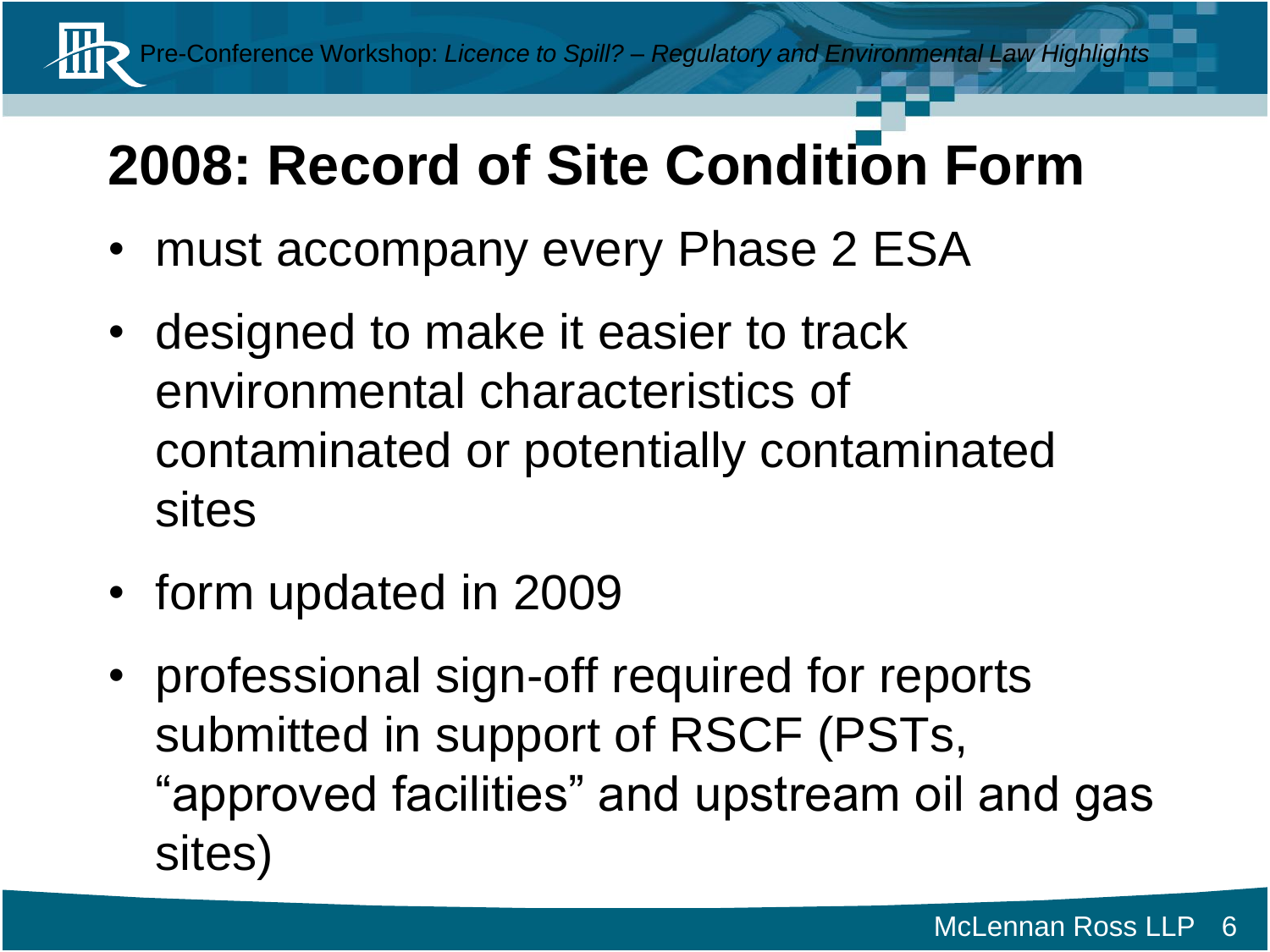# 2008: Record of Site Condition Form

- must accompany every Phase 2 ESA
- designed to make it easier to track environmental characteristics of contaminated or potentially contaminated sites
- form updated in 2009
- professional sign-off required for reports submitted in support of RSCF (PSTs, "approved facilities" and upstream oil and gas sites)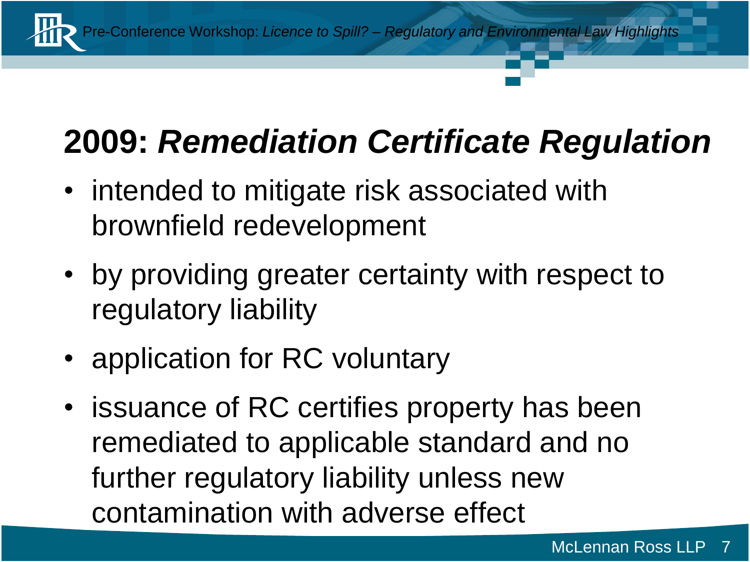# 2009: *Remediation Certificate Regulation*

- intended to mitigate risk associated with brownfield redevelopment
- by providing greater certainty with respect to regulatory liability
- application for RC voluntary
- issuance of RC certifies property has been remediated to applicable standard and no further regulatory liability unless new contamination with adverse effect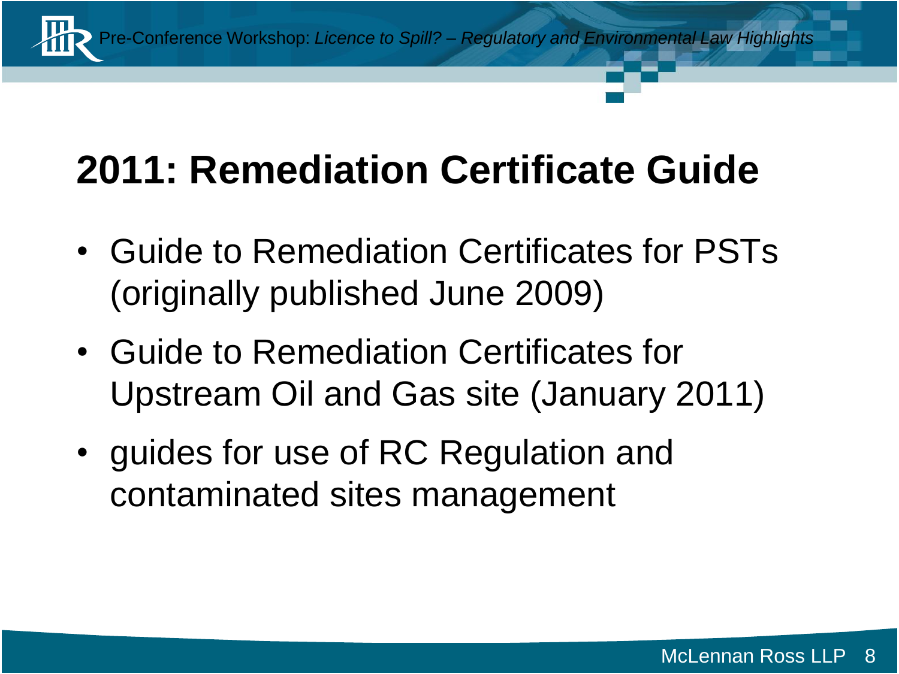# 2011: Remediation Certificate Guide

- Guide to Remediation Certificates for PSTs (originally published June 2009)
- Guide to Remediation Certificates for Upstream Oil and Gas site (January 2011)
- guides for use of RC Regulation and contaminated sites management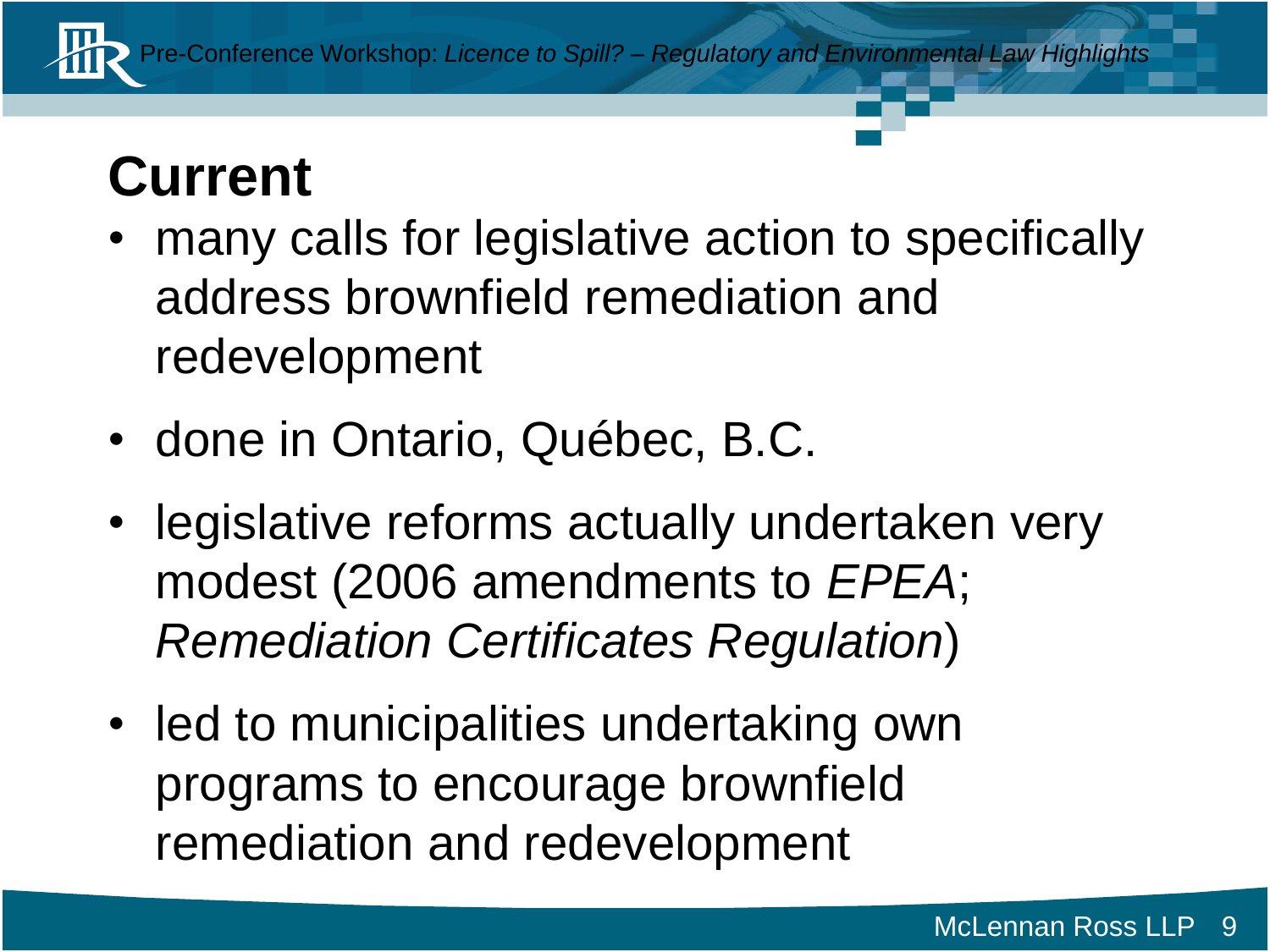# Current

- many calls for legislative action to specifically address brownfield remediation and redevelopment
- done in Ontario, Québec, B.C.
- legislative reforms actually undertaken very modest (2006 amendments to *EPEA*; *Remediation Certificates Regulation*)
- led to municipalities undertaking own programs to encourage brownfield remediation and redevelopment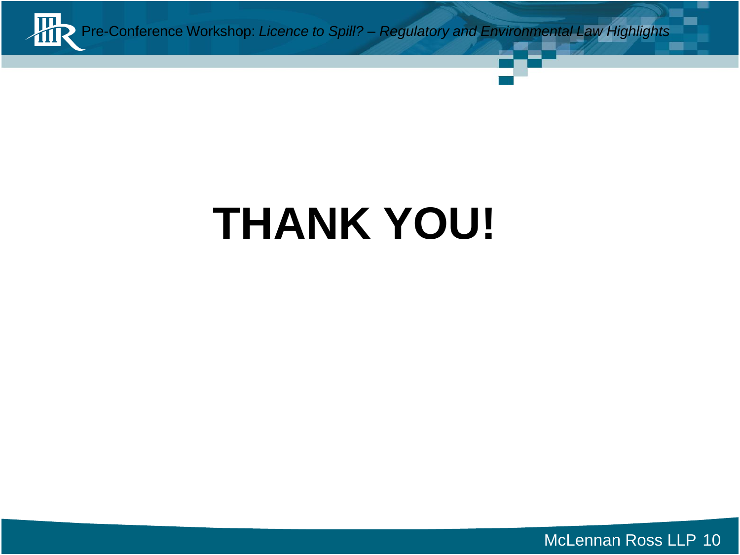# THANK YOU!